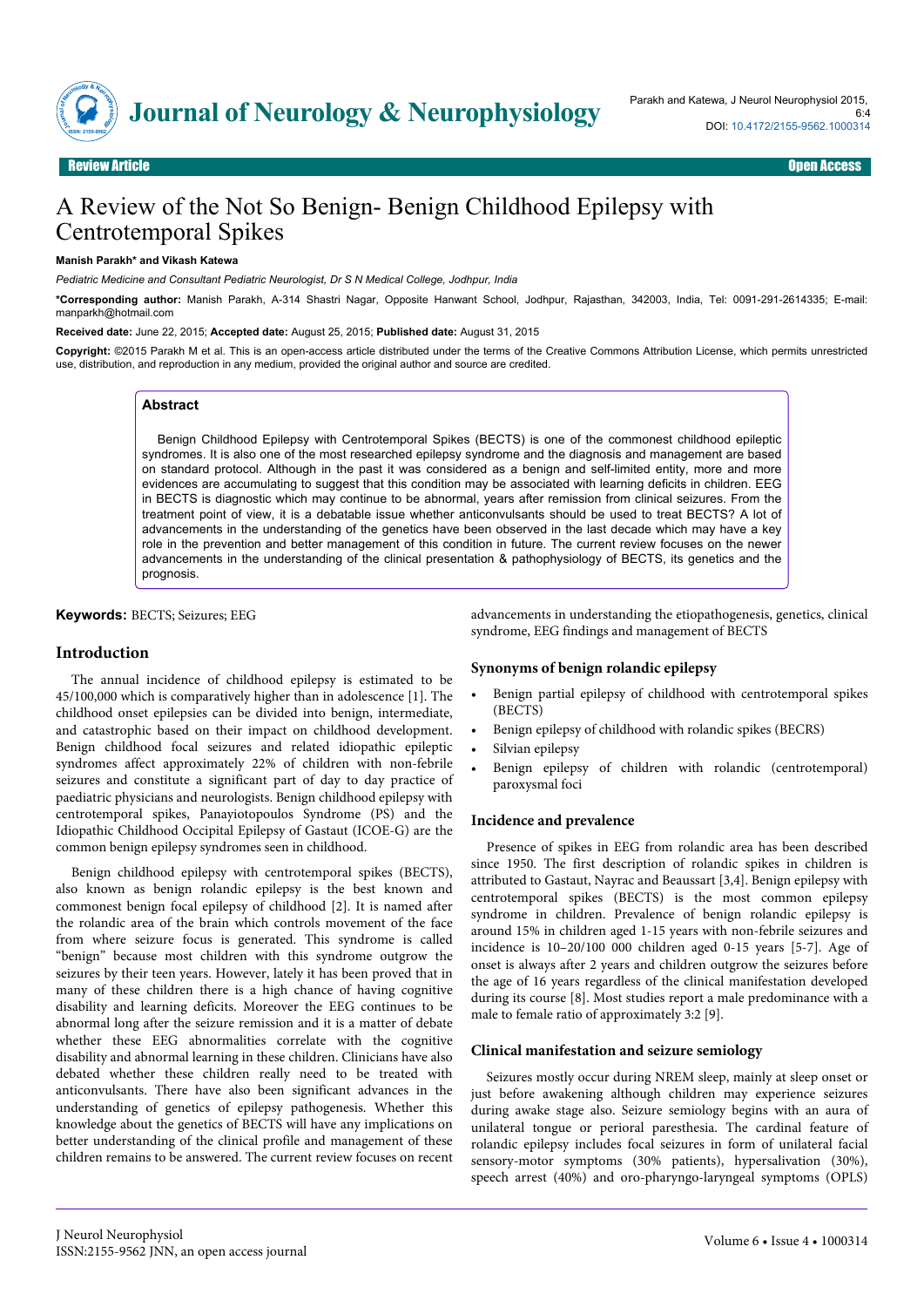Review Article — Open Access

# A Review of the Not So Benign- Benign Childhood Epilepsy with Centrotemporal Spikes

**Manish Parakh\* and Vikash Katewa**

*Pediatric Medicine and Consultant Pediatric Neurologist, Dr S N Medical College, Jodhpur, India*

**\*Corresponding author:** Manish Parakh, A-314 Shastri Nagar, Opposite Hanwant School, Jodhpur, Rajasthan, 342003, India, Tel: 0091-291-2614335; E-mail: manparkh@hotmail.com

**Received date:** June 22, 2015; **Accepted date:** August 25, 2015; **Published date:** August 31, 2015

**Copyright:** ©2015 Parakh M et al. This is an open-access article distributed under the terms of the Creative Commons Attribution License, which permits unrestricted use, distribution, and reproduction in any medium, provided the original author and source are credited.

## Abstract

Benign Childhood Epilepsy with Centrotemporal Spikes (BECTS) is one of the commonest childhood epileptic syndromes. It is also one of the most researched epilepsy syndrome and the diagnosis and management are based on standard protocol. Although in the past it was considered as a benign and self-limited entity, more and more evidences are accumulating to suggest that this condition may be associated with learning deficits in children. EEG in BECTS is diagnostic which may continue to be abnormal, years after remission from clinical seizures. From the treatment point of view, it is a debatable issue whether anticonvulsants should be used to treat BECTS? A lot of advancements in the understanding of the genetics have been observed in the last decade which may have a key role in the prevention and better management of this condition in future. The current review focuses on the newer advancements in the understanding of the clinical presentation & pathophysiology of BECTS, its genetics and the prognosis.

**Keywords:** BECTS; Seizures; EEG

## Introduction

The annual incidence of childhood epilepsy is estimated to be 45/100,000 which is comparatively higher than in adolescence [1]. The childhood onset epilepsies can be divided into benign, intermediate, and catastrophic based on their impact on childhood development. Benign childhood focal seizures and related idiopathic epileptic syndromes affect approximately 22% of children with non-febrile seizures and constitute a significant part of day to day practice of paediatric physicians and neurologists. Benign childhood epilepsy with centrotemporal spikes, Panayiotopoulos Syndrome (PS) and the Idiopathic Childhood Occipital Epilepsy of Gastaut (ICOE-G) are the common benign epilepsy syndromes seen in childhood.

Benign childhood epilepsy with centrotemporal spikes (BECTS), also known as benign rolandic epilepsy is the best known and commonest benign focal epilepsy of childhood [2]. It is named after the rolandic area of the brain which controls movement of the face from where seizure focus is generated. This syndrome is called "benign" because most children with this syndrome outgrow the seizures by their teen years. However, lately it has been proved that in many of these children there is a high chance of having cognitive disability and learning deficits. Moreover the EEG continues to be abnormal long after the seizure remission and it is a matter of debate whether these EEG abnormalities correlate with the cognitive disability and abnormal learning in these children. Clinicians have also debated whether these children really need to be treated with anticonvulsants. There have also been significant advances in the understanding of genetics of epilepsy pathogenesis. Whether this knowledge about the genetics of BECTS will have any implications on better understanding of the clinical profile and management of these children remains to be answered. The current review focuses on recent advancements in understanding the etiopathogenesis, genetics, clinical syndrome, EEG findings and management of BECTS

### Synonyms of benign rolandic epilepsy

- Benign partial epilepsy of childhood with centrotemporal spikes (BECTS)
- Benign epilepsy of childhood with rolandic spikes (BECRS)
- Silvian epilepsy
- Benign epilepsy of children with rolandic (centrotemporal) paroxysmal foci

### Incidence and prevalence

Presence of spikes in EEG from rolandic area has been described since 1950. The first description of rolandic spikes in children is attributed to Gastaut, Nayrac and Beaussart [3,4]. Benign epilepsy with centrotemporal spikes (BECTS) is the most common epilepsy syndrome in children. Prevalence of benign rolandic epilepsy is around 15% in children aged 1-15 years with non-febrile seizures and incidence is 10–20/100 000 children aged 0-15 years [5-7]. Age of onset is always after 2 years and children outgrow the seizures before the age of 16 years regardless of the clinical manifestation developed during its course [8]. Most studies report a male predominance with a male to female ratio of approximately 3:2 [9].

### Clinical manifestation and seizure semiology

Seizures mostly occur during NREM sleep, mainly at sleep onset or just before awakening although children may experience seizures during awake stage also. Seizure semiology begins with an aura of unilateral tongue or perioral paresthesia. The cardinal feature of rolandic epilepsy includes focal seizures in form of unilateral facial sensory-motor symptoms (30% patients), hypersalivation (30%), speech arrest (40%) and oro-pharyngo-laryngeal symptoms (OPLS)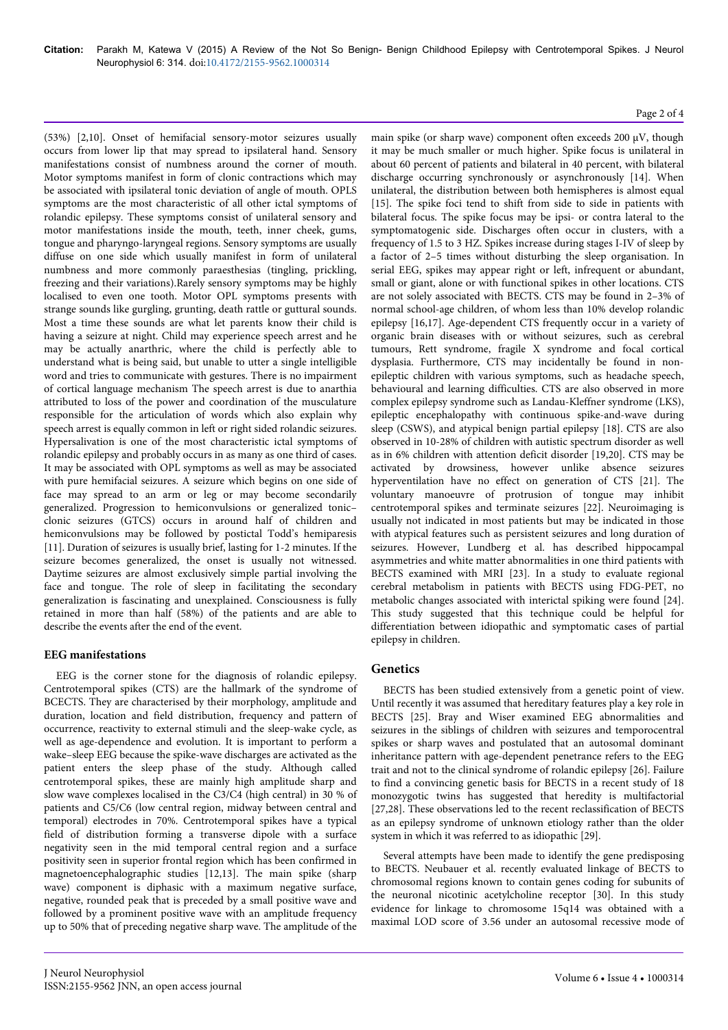(53%) [2,10]. Onset of hemifacial sensory-motor seizures usually occurs from lower lip that may spread to ipsilateral hand. Sensory manifestations consist of numbness around the corner of mouth. Motor symptoms manifest in form of clonic contractions which may be associated with ipsilateral tonic deviation of angle of mouth. OPLS symptoms are the most characteristic of all other ictal symptoms of rolandic epilepsy. These symptoms consist of unilateral sensory and motor manifestations inside the mouth, teeth, inner cheek, gums, tongue and pharyngo-laryngeal regions. Sensory symptoms are usually diffuse on one side which usually manifest in form of unilateral numbness and more commonly paraesthesias (tingling, prickling, freezing and their variations).Rarely sensory symptoms may be highly localised to even one tooth. Motor OPL symptoms presents with strange sounds like gurgling, grunting, death rattle or guttural sounds. Most a time these sounds are what let parents know their child is having a seizure at night. Child may experience speech arrest and he may be actually anarthric, where the child is perfectly able to understand what is being said, but unable to utter a single intelligible word and tries to communicate with gestures. There is no impairment of cortical language mechanism The speech arrest is due to anarthia attributed to loss of the power and coordination of the musculature responsible for the articulation of words which also explain why speech arrest is equally common in left or right sided rolandic seizures. Hypersalivation is one of the most characteristic ictal symptoms of rolandic epilepsy and probably occurs in as many as one third of cases. It may be associated with OPL symptoms as well as may be associated with pure hemifacial seizures. A seizure which begins on one side of face may spread to an arm or leg or may become secondarily generalized. Progression to hemiconvulsions or generalized tonic–clonic seizures (GTCS) occurs in around half of children and hemiconvulsions may be followed by postictal Todd's hemiparesis [11]. Duration of seizures is usually brief, lasting for 1-2 minutes. If the seizure becomes generalized, the onset is usually not witnessed. Daytime seizures are almost exclusively simple partial involving the face and tongue. The role of sleep in facilitating the secondary generalization is fascinating and unexplained. Consciousness is fully retained in more than half (58%) of the patients and are able to describe the events after the end of the event.

## EEG manifestations

EEG is the corner stone for the diagnosis of rolandic epilepsy. Centrotemporal spikes (CTS) are the hallmark of the syndrome of BCECTS. They are characterised by their morphology, amplitude and duration, location and field distribution, frequency and pattern of occurrence, reactivity to external stimuli and the sleep-wake cycle, as well as age-dependence and evolution. It is important to perform a wake–sleep EEG because the spike-wave discharges are activated as the patient enters the sleep phase of the study. Although called centrotemporal spikes, these are mainly high amplitude sharp and slow wave complexes localised in the C3/C4 (high central) in 30 % of patients and C5/C6 (low central region, midway between central and temporal) electrodes in 70%. Centrotemporal spikes have a typical field of distribution forming a transverse dipole with a surface negativity seen in the mid temporal central region and a surface positivity seen in superior frontal region which has been confirmed in magnetoencephalographic studies [12,13]. The main spike (sharp wave) component is diphasic with a maximum negative surface, negative, rounded peak that is preceded by a small positive wave and followed by a prominent positive wave with an amplitude frequency up to 50% that of preceding negative sharp wave. The amplitude of the main spike (or sharp wave) component often exceeds 200 μV, though it may be much smaller or much higher. Spike focus is unilateral in about 60 percent of patients and bilateral in 40 percent, with bilateral discharge occurring synchronously or asynchronously [14]. When unilateral, the distribution between both hemispheres is almost equal [15]. The spike foci tend to shift from side to side in patients with bilateral focus. The spike focus may be ipsi- or contra lateral to the symptomatogenic side. Discharges often occur in clusters, with a frequency of 1.5 to 3 HZ. Spikes increase during stages I-IV of sleep by a factor of 2–5 times without disturbing the sleep organisation. In serial EEG, spikes may appear right or left, infrequent or abundant, small or giant, alone or with functional spikes in other locations. CTS are not solely associated with BECTS. CTS may be found in 2–3% of normal school-age children, of whom less than 10% develop rolandic epilepsy [16,17]. Age-dependent CTS frequently occur in a variety of organic brain diseases with or without seizures, such as cerebral tumours, Rett syndrome, fragile X syndrome and focal cortical dysplasia. Furthermore, CTS may incidentally be found in non-epileptic children with various symptoms, such as headache speech, behavioural and learning difficulties. CTS are also observed in more complex epilepsy syndrome such as Landau-Kleffner syndrome (LKS), epileptic encephalopathy with continuous spike-and-wave during sleep (CSWS), and atypical benign partial epilepsy [18]. CTS are also observed in 10-28% of children with autistic spectrum disorder as well as in 6% children with attention deficit disorder [19,20]. CTS may be activated by drowsiness, however unlike absence seizures hyperventilation have no effect on generation of CTS [21]. The voluntary manoeuvre of protrusion of tongue may inhibit centrotemporal spikes and terminate seizures [22]. Neuroimaging is usually not indicated in most patients but may be indicated in those with atypical features such as persistent seizures and long duration of seizures. However, Lundberg et al. has described hippocampal asymmetries and white matter abnormalities in one third patients with BECTS examined with MRI [23]. In a study to evaluate regional cerebral metabolism in patients with BECTS using FDG-PET, no metabolic changes associated with interictal spiking were found [24]. This study suggested that this technique could be helpful for differentiation between idiopathic and symptomatic cases of partial epilepsy in children.

## Genetics

BECTS has been studied extensively from a genetic point of view. Until recently it was assumed that hereditary features play a key role in BECTS [25]. Bray and Wiser examined EEG abnormalities and seizures in the siblings of children with seizures and temporocentral spikes or sharp waves and postulated that an autosomal dominant inheritance pattern with age-dependent penetrance refers to the EEG trait and not to the clinical syndrome of rolandic epilepsy [26]. Failure to find a convincing genetic basis for BECTS in a recent study of 18 monozygotic twins has suggested that heredity is multifactorial [27,28]. These observations led to the recent reclassification of BECTS as an epilepsy syndrome of unknown etiology rather than the older system in which it was referred to as idiopathic [29].

Several attempts have been made to identify the gene predisposing to BECTS. Neubauer et al. recently evaluated linkage of BECTS to chromosomal regions known to contain genes coding for subunits of the neuronal nicotinic acetylcholine receptor [30]. In this study evidence for linkage to chromosome 15q14 was obtained with a maximal LOD score of 3.56 under an autosomal recessive mode of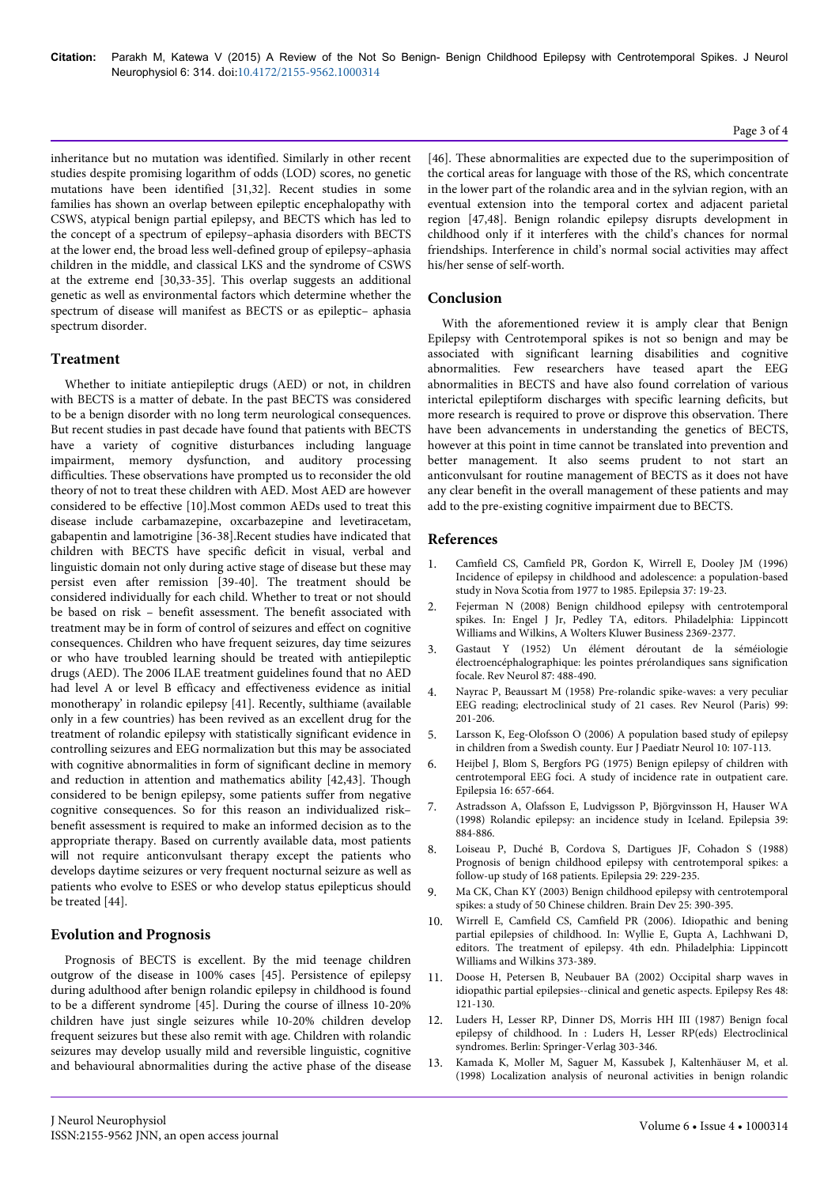inheritance but no mutation was identified. Similarly in other recent studies despite promising logarithm of odds (LOD) scores, no genetic mutations have been identified [31,32]. Recent studies in some families has shown an overlap between epileptic encephalopathy with CSWS, atypical benign partial epilepsy, and BECTS which has led to the concept of a spectrum of epilepsy–aphasia disorders with BECTS at the lower end, the broad less well-defined group of epilepsy–aphasia children in the middle, and classical LKS and the syndrome of CSWS at the extreme end [30,33-35]. This overlap suggests an additional genetic as well as environmental factors which determine whether the spectrum of disease will manifest as BECTS or as epileptic– aphasia spectrum disorder.

## Treatment

Whether to initiate antiepileptic drugs (AED) or not, in children with BECTS is a matter of debate. In the past BECTS was considered to be a benign disorder with no long term neurological consequences. But recent studies in past decade have found that patients with BECTS have a variety of cognitive disturbances including language impairment, memory dysfunction, and auditory processing difficulties. These observations have prompted us to reconsider the old theory of not to treat these children with AED. Most AED are however considered to be effective [10].Most common AEDs used to treat this disease include carbamazepine, oxcarbazepine and levetiracetam, gabapentin and lamotrigine [36-38].Recent studies have indicated that children with BECTS have specific deficit in visual, verbal and linguistic domain not only during active stage of disease but these may persist even after remission [39-40]. The treatment should be considered individually for each child. Whether to treat or not should be based on risk – benefit assessment. The benefit associated with treatment may be in form of control of seizures and effect on cognitive consequences. Children who have frequent seizures, day time seizures or who have troubled learning should be treated with antiepileptic drugs (AED). The 2006 ILAE treatment guidelines found that no AED had level A or level B efficacy and effectiveness evidence as initial monotherapy' in rolandic epilepsy [41]. Recently, sulthiame (available only in a few countries) has been revived as an excellent drug for the treatment of rolandic epilepsy with statistically significant evidence in controlling seizures and EEG normalization but this may be associated with cognitive abnormalities in form of significant decline in memory and reduction in attention and mathematics ability [42,43]. Though considered to be benign epilepsy, some patients suffer from negative cognitive consequences. So for this reason an individualized risk–benefit assessment is required to make an informed decision as to the appropriate therapy. Based on currently available data, most patients will not require anticonvulsant therapy except the patients who develops daytime seizures or very frequent nocturnal seizure as well as patients who evolve to ESES or who develop status epilepticus should be treated [44].

## Evolution and Prognosis

Prognosis of BECTS is excellent. By the mid teenage children outgrow of the disease in 100% cases [45]. Persistence of epilepsy during adulthood after benign rolandic epilepsy in childhood is found to be a different syndrome [45]. During the course of illness 10-20% children have just single seizures while 10-20% children develop frequent seizures but these also remit with age. Children with rolandic seizures may develop usually mild and reversible linguistic, cognitive and behavioural abnormalities during the active phase of the disease [46]. These abnormalities are expected due to the superimposition of the cortical areas for language with those of the RS, which concentrate in the lower part of the rolandic area and in the sylvian region, with an eventual extension into the temporal cortex and adjacent parietal region [47,48]. Benign rolandic epilepsy disrupts development in childhood only if it interferes with the child's chances for normal friendships. Interference in child's normal social activities may affect his/her sense of self-worth.

## Conclusion

With the aforementioned review it is amply clear that Benign Epilepsy with Centrotemporal spikes is not so benign and may be associated with significant learning disabilities and cognitive abnormalities. Few researchers have teased apart the EEG abnormalities in BECTS and have also found correlation of various interictal epileptiform discharges with specific learning deficits, but more research is required to prove or disprove this observation. There have been advancements in understanding the genetics of BECTS, however at this point in time cannot be translated into prevention and better management. It also seems prudent to not start an anticonvulsant for routine management of BECTS as it does not have any clear benefit in the overall management of these patients and may add to the pre-existing cognitive impairment due to BECTS.

## References

1. Camfield CS, Camfield PR, Gordon K, Wirrell E, Dooley JM (1996) Incidence of epilepsy in childhood and adolescence: a population-based study in Nova Scotia from 1977 to 1985. Epilepsia 37: 19-23.
2. Fejerman N (2008) Benign childhood epilepsy with centrotemporal spikes. In: Engel J Jr, Pedley TA, editors. Philadelphia: Lippincott Williams and Wilkins, A Wolters Kluwer Business 2369-2377.
3. Gastaut Y (1952) Un élément déroutant de la séméiologie électroencéphalographique: les pointes prérolandiques sans signification focale. Rev Neurol 87: 488-490.
4. Nayrac P, Beaussart M (1958) Pre-rolandic spike-waves: a very peculiar EEG reading; electroclinical study of 21 cases. Rev Neurol (Paris) 99: 201-206.
5. Larsson K, Eeg-Olofsson O (2006) A population based study of epilepsy in children from a Swedish county. Eur J Paediatr Neurol 10: 107-113.
6. Heijbel J, Blom S, Bergfors PG (1975) Benign epilepsy of children with centrotemporal EEG foci. A study of incidence rate in outpatient care. Epilepsia 16: 657-664.
7. Astradsson A, Olafsson E, Ludvigsson P, Björgvinsson H, Hauser WA (1998) Rolandic epilepsy: an incidence study in Iceland. Epilepsia 39: 884-886.
8. Loiseau P, Duché B, Cordova S, Dartigues JF, Cohadon S (1988) Prognosis of benign childhood epilepsy with centrotemporal spikes: a follow-up study of 168 patients. Epilepsia 29: 229-235.
9. Ma CK, Chan KY (2003) Benign childhood epilepsy with centrotemporal spikes: a study of 50 Chinese children. Brain Dev 25: 390-395.
10. Wirrell E, Camfield CS, Camfield PR (2006). Idiopathic and bening partial epilepsies of childhood. In: Wyllie E, Gupta A, Lachhwani D, editors. The treatment of epilepsy. 4th edn. Philadelphia: Lippincott Williams and Wilkins 373-389.
11. Doose H, Petersen B, Neubauer BA (2002) Occipital sharp waves in idiopathic partial epilepsies--clinical and genetic aspects. Epilepsy Res 48: 121-130.
12. Luders H, Lesser RP, Dinner DS, Morris HH III (1987) Benign focal epilepsy of childhood. In : Luders H, Lesser RP(eds) Electroclinical syndromes. Berlin: Springer-Verlag 303-346.
13. Kamada K, Moller M, Saguer M, Kassubek J, Kaltenhäuser M, et al. (1998) Localization analysis of neuronal activities in benign rolandic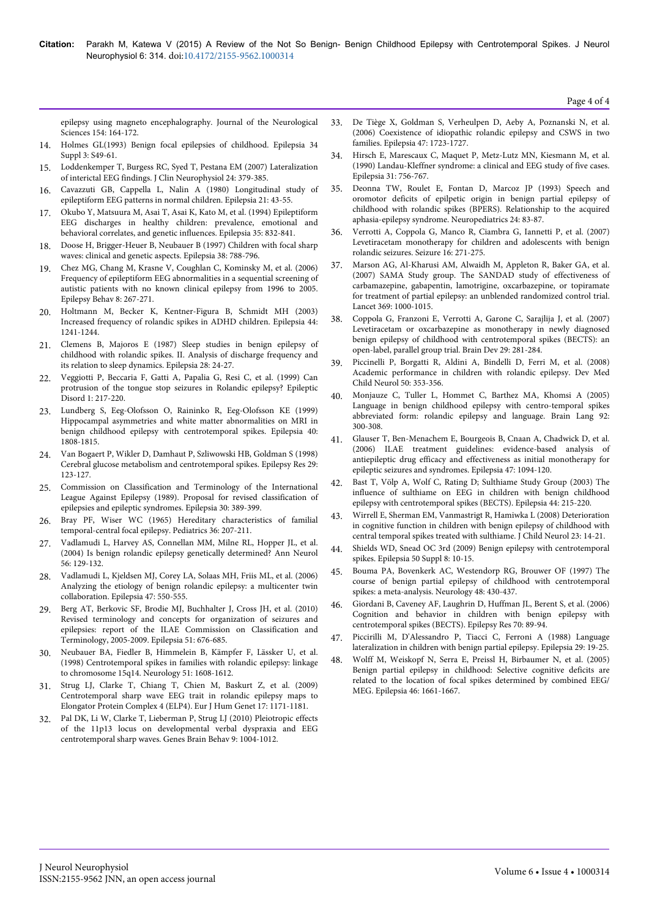epilepsy using magneto encephalography. Journal of the Neurological Sciences 154: 164-172.

14. Holmes GL(1993) Benign focal epilepsies of childhood. Epilepsia 34 Suppl 3: S49-61.
15. Loddenkemper T, Burgess RC, Syed T, Pestana EM (2007) Lateralization of interictal EEG findings. J Clin Neurophysiol 24: 379-385.
16. Cavazzuti GB, Cappella L, Nalin A (1980) Longitudinal study of epileptiform EEG patterns in normal children. Epilepsia 21: 43-55.
17. Okubo Y, Matsuura M, Asai T, Asai K, Kato M, et al. (1994) Epileptiform EEG discharges in healthy children: prevalence, emotional and behavioral correlates, and genetic influences. Epilepsia 35: 832-841.
18. Doose H, Brigger-Heuer B, Neubauer B (1997) Children with focal sharp waves: clinical and genetic aspects. Epilepsia 38: 788-796.
19. Chez MG, Chang M, Krasne V, Coughlan C, Kominsky M, et al. (2006) Frequency of epileptiform EEG abnormalities in a sequential screening of autistic patients with no known clinical epilepsy from 1996 to 2005. Epilepsy Behav 8: 267-271.
20. Holtmann M, Becker K, Kentner-Figura B, Schmidt MH (2003) Increased frequency of rolandic spikes in ADHD children. Epilepsia 44: 1241-1244.
21. Clemens B, Majoros E (1987) Sleep studies in benign epilepsy of childhood with rolandic spikes. II. Analysis of discharge frequency and its relation to sleep dynamics. Epilepsia 28: 24-27.
22. Veggiotti P, Beccaria F, Gatti A, Papalia G, Resi C, et al. (1999) Can protrusion of the tongue stop seizures in Rolandic epilepsy? Epileptic Disord 1: 217-220.
23. Lundberg S, Eeg-Olofsson O, Raininko R, Eeg-Olofsson KE (1999) Hippocampal asymmetries and white matter abnormalities on MRI in benign childhood epilepsy with centrotemporal spikes. Epilepsia 40: 1808-1815.
24. Van Bogaert P, Wikler D, Damhaut P, Szliwowski HB, Goldman S (1998) Cerebral glucose metabolism and centrotemporal spikes. Epilepsy Res 29: 123-127.
25. Commission on Classification and Terminology of the International League Against Epilepsy (1989). Proposal for revised classification of epilepsies and epileptic syndromes. Epilepsia 30: 389-399.
26. Bray PF, Wiser WC (1965) Hereditary characteristics of familial temporal-central focal epilepsy. Pediatrics 36: 207-211.
27. Vadlamudi L, Harvey AS, Connellan MM, Milne RL, Hopper JL, et al. (2004) Is benign rolandic epilepsy genetically determined? Ann Neurol 56: 129-132.
28. Vadlamudi L, Kjeldsen MJ, Corey LA, Solaas MH, Friis ML, et al. (2006) Analyzing the etiology of benign rolandic epilepsy: a multicenter twin collaboration. Epilepsia 47: 550-555.
29. Berg AT, Berkovic SF, Brodie MJ, Buchhalter J, Cross JH, et al. (2010) Revised terminology and concepts for organization of seizures and epilepsies: report of the ILAE Commission on Classification and Terminology, 2005-2009. Epilepsia 51: 676-685.
30. Neubauer BA, Fiedler B, Himmelein B, Kämpfer F, Lässker U, et al. (1998) Centrotemporal spikes in families with rolandic epilepsy: linkage to chromosome 15q14. Neurology 51: 1608-1612.
31. Strug LJ, Clarke T, Chiang T, Chien M, Baskurt Z, et al. (2009) Centrotemporal sharp wave EEG trait in rolandic epilepsy maps to Elongator Protein Complex 4 (ELP4). Eur J Hum Genet 17: 1171-1181.
32. Pal DK, Li W, Clarke T, Lieberman P, Strug LJ (2010) Pleiotropic effects of the 11p13 locus on developmental verbal dyspraxia and EEG centrotemporal sharp waves. Genes Brain Behav 9: 1004-1012.
33. De Tiège X, Goldman S, Verheulpen D, Aeby A, Poznanski N, et al. (2006) Coexistence of idiopathic rolandic epilepsy and CSWS in two families. Epilepsia 47: 1723-1727.
34. Hirsch E, Marescaux C, Maquet P, Metz-Lutz MN, Kiesmann M, et al. (1990) Landau-Kleffner syndrome: a clinical and EEG study of five cases. Epilepsia 31: 756-767.
35. Deonna TW, Roulet E, Fontan D, Marcoz JP (1993) Speech and oromotor deficits of epilpetic origin in benign partial epilepsy of childhood with rolandic spikes (BPERS). Relationship to the acquired aphasia-epilepsy syndrome. Neuropediatrics 24: 83-87.
36. Verrotti A, Coppola G, Manco R, Ciambra G, Iannetti P, et al. (2007) Levetiracetam monotherapy for children and adolescents with benign rolandic seizures. Seizure 16: 271-275.
37. Marson AG, Al-Kharusi AM, Alwaidh M, Appleton R, Baker GA, et al. (2007) SAMA Study group. The SANDAD study of effectiveness of carbamazepine, gabapentin, lamotrigine, oxcarbazepine, or topiramate for treatment of partial epilepsy: an unblended randomized control trial. Lancet 369: 1000-1015.
38. Coppola G, Franzoni E, Verrotti A, Garone C, Sarajlija J, et al. (2007) Levetiracetam or oxcarbazepine as monotherapy in newly diagnosed benign epilepsy of childhood with centrotemporal spikes (BECTS): an open-label, parallel group trial. Brain Dev 29: 281-284.
39. Piccinelli P, Borgatti R, Aldini A, Bindelli D, Ferri M, et al. (2008) Academic performance in children with rolandic epilepsy. Dev Med Child Neurol 50: 353-356.
40. Monjauze C, Tuller L, Hommet C, Barthez MA, Khomsi A (2005) Language in benign childhood epilepsy with centro-temporal spikes abbreviated form: rolandic epilepsy and language. Brain Lang 92: 300-308.
41. Glauser T, Ben-Menachem E, Bourgeois B, Cnaan A, Chadwick D, et al. (2006) ILAE treatment guidelines: evidence-based analysis of antiepileptic drug efficacy and effectiveness as initial monotherapy for epileptic seizures and syndromes. Epilepsia 47: 1094-120.
42. Bast T, Völp A, Wolf C, Rating D; Sulthiame Study Group (2003) The influence of sulthiame on EEG in children with benign childhood epilepsy with centrotemporal spikes (BECTS). Epilepsia 44: 215-220.
43. Wirrell E, Sherman EM, Vanmastrigt R, Hamiwka L (2008) Deterioration in cognitive function in children with benign epilepsy of childhood with central temporal spikes treated with sulthiame. J Child Neurol 23: 14-21.
44. Shields WD, Snead OC 3rd (2009) Benign epilepsy with centrotemporal spikes. Epilepsia 50 Suppl 8: 10-15.
45. Bouma PA, Bovenkerk AC, Westendorp RG, Brouwer OF (1997) The course of benign partial epilepsy of childhood with centrotemporal spikes: a meta-analysis. Neurology 48: 430-437.
46. Giordani B, Caveney AF, Laughrin D, Huffman JL, Berent S, et al. (2006) Cognition and behavior in children with benign epilepsy with centrotemporal spikes (BECTS). Epilepsy Res 70: 89-94.
47. Piccirilli M, D'Alessandro P, Tiacci C, Ferroni A (1988) Language lateralization in children with benign partial epilepsy. Epilepsia 29: 19-25.
48. Wolff M, Weiskopf N, Serra E, Preissl H, Birbaumer N, et al. (2005) Benign partial epilepsy in childhood: Selective cognitive deficits are related to the location of focal spikes determined by combined EEG/ MEG. Epilepsia 46: 1661-1667.